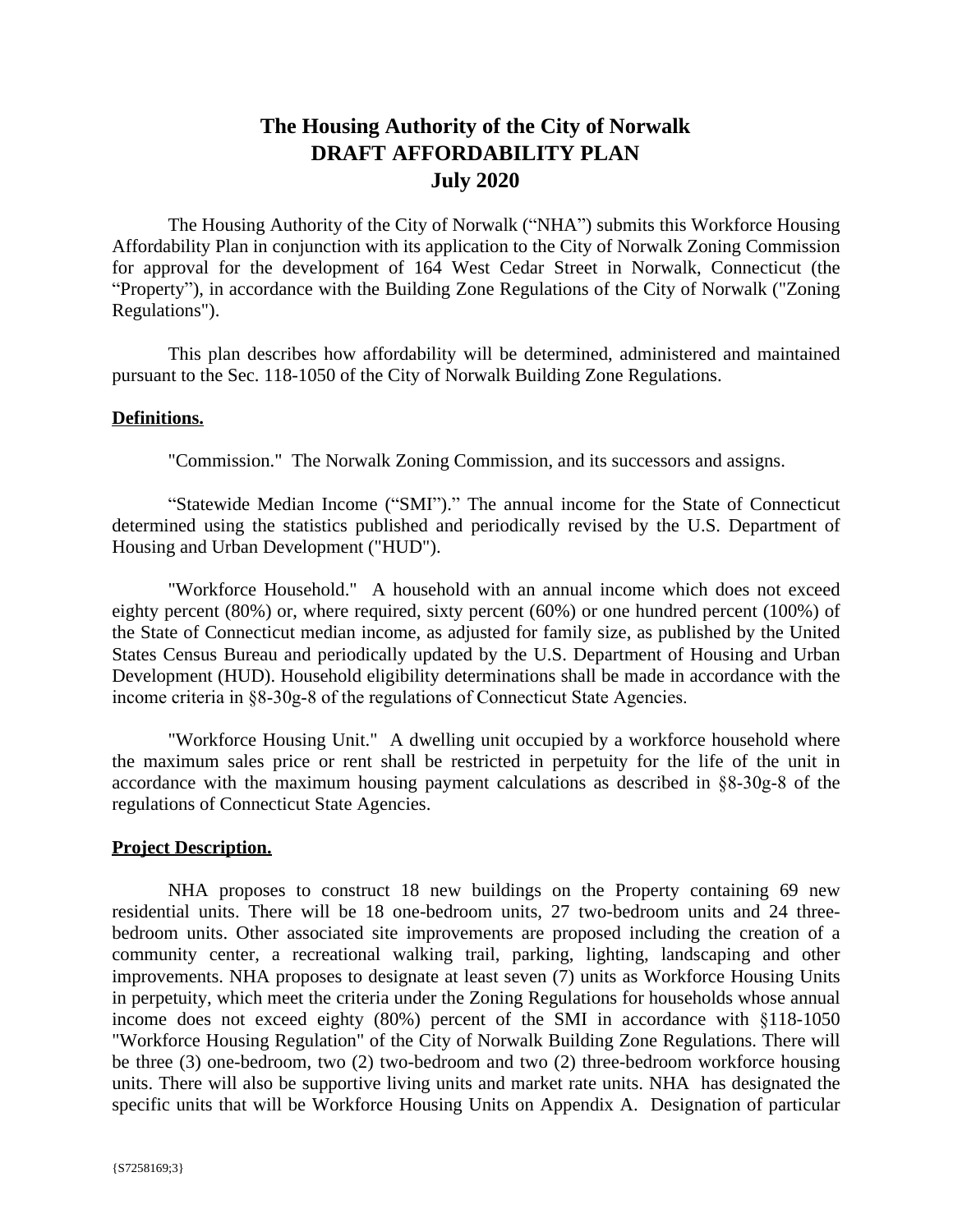# The Housing Authority of the City of Norwalk
# DRAFT AFFORDABILITY PLAN
# July 2020

The Housing Authority of the City of Norwalk ("NHA") submits this Workforce Housing Affordability Plan in conjunction with its application to the City of Norwalk Zoning Commission for approval for the development of 164 West Cedar Street in Norwalk, Connecticut (the "Property"), in accordance with the Building Zone Regulations of the City of Norwalk ("Zoning Regulations").

This plan describes how affordability will be determined, administered and maintained pursuant to the Sec. 118-1050 of the City of Norwalk Building Zone Regulations.

**Definitions.**

"Commission." The Norwalk Zoning Commission, and its successors and assigns.

"Statewide Median Income ("SMI")." The annual income for the State of Connecticut determined using the statistics published and periodically revised by the U.S. Department of Housing and Urban Development ("HUD").

"Workforce Household." A household with an annual income which does not exceed eighty percent (80%) or, where required, sixty percent (60%) or one hundred percent (100%) of the State of Connecticut median income, as adjusted for family size, as published by the United States Census Bureau and periodically updated by the U.S. Department of Housing and Urban Development (HUD). Household eligibility determinations shall be made in accordance with the income criteria in §8-30g-8 of the regulations of Connecticut State Agencies.

"Workforce Housing Unit." A dwelling unit occupied by a workforce household where the maximum sales price or rent shall be restricted in perpetuity for the life of the unit in accordance with the maximum housing payment calculations as described in §8-30g-8 of the regulations of Connecticut State Agencies.

**Project Description.**

NHA proposes to construct 18 new buildings on the Property containing 69 new residential units. There will be 18 one-bedroom units, 27 two-bedroom units and 24 three-bedroom units. Other associated site improvements are proposed including the creation of a community center, a recreational walking trail, parking, lighting, landscaping and other improvements. NHA proposes to designate at least seven (7) units as Workforce Housing Units in perpetuity, which meet the criteria under the Zoning Regulations for households whose annual income does not exceed eighty (80%) percent of the SMI in accordance with §118-1050 "Workforce Housing Regulation" of the City of Norwalk Building Zone Regulations. There will be three (3) one-bedroom, two (2) two-bedroom and two (2) three-bedroom workforce housing units. There will also be supportive living units and market rate units. NHA has designated the specific units that will be Workforce Housing Units on Appendix A. Designation of particular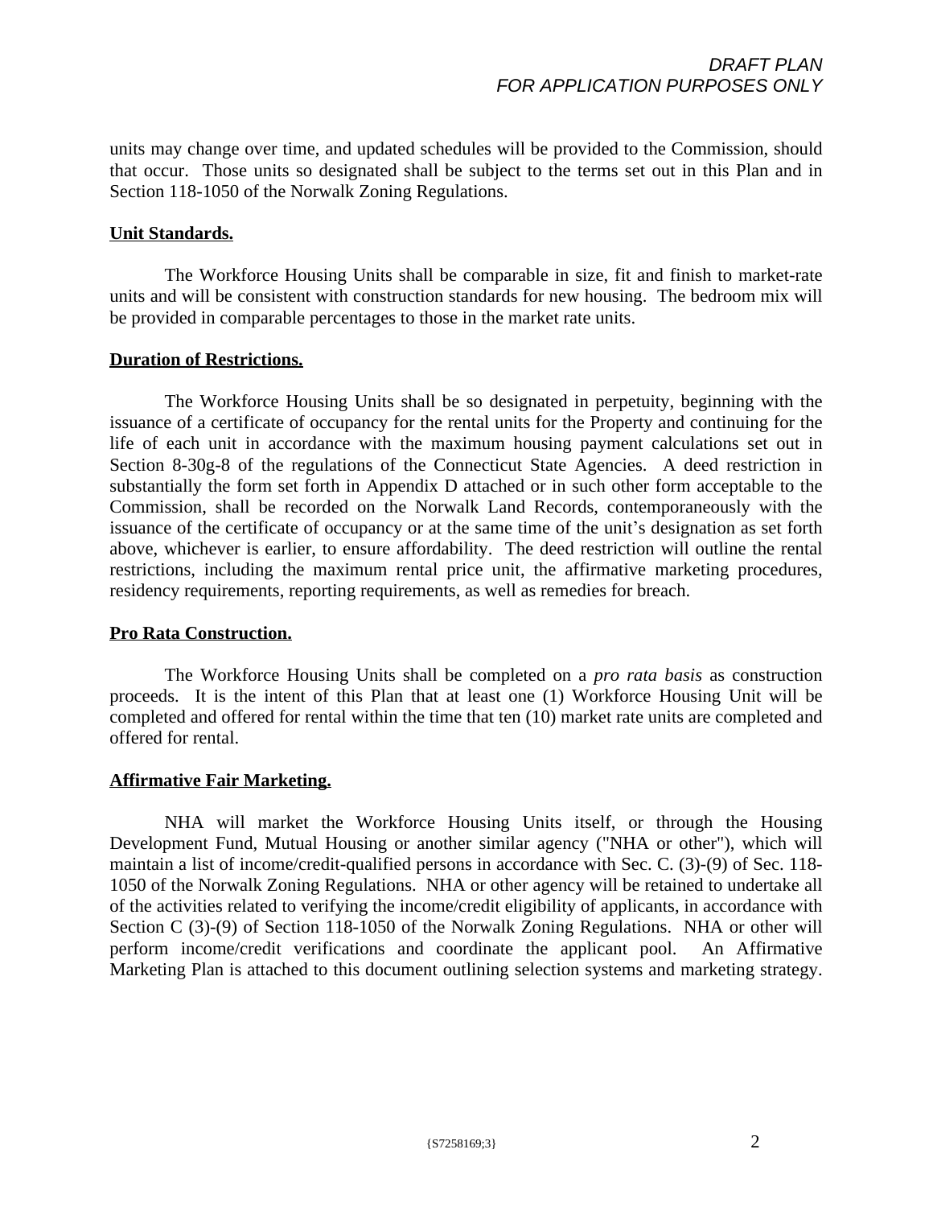units may change over time, and updated schedules will be provided to the Commission, should that occur. Those units so designated shall be subject to the terms set out in this Plan and in Section 118-1050 of the Norwalk Zoning Regulations.

**Unit Standards.**

The Workforce Housing Units shall be comparable in size, fit and finish to market-rate units and will be consistent with construction standards for new housing. The bedroom mix will be provided in comparable percentages to those in the market rate units.

**Duration of Restrictions.**

The Workforce Housing Units shall be so designated in perpetuity, beginning with the issuance of a certificate of occupancy for the rental units for the Property and continuing for the life of each unit in accordance with the maximum housing payment calculations set out in Section 8-30g-8 of the regulations of the Connecticut State Agencies. A deed restriction in substantially the form set forth in Appendix D attached or in such other form acceptable to the Commission, shall be recorded on the Norwalk Land Records, contemporaneously with the issuance of the certificate of occupancy or at the same time of the unit's designation as set forth above, whichever is earlier, to ensure affordability. The deed restriction will outline the rental restrictions, including the maximum rental price unit, the affirmative marketing procedures, residency requirements, reporting requirements, as well as remedies for breach.

**Pro Rata Construction.**

The Workforce Housing Units shall be completed on a *pro rata basis* as construction proceeds. It is the intent of this Plan that at least one (1) Workforce Housing Unit will be completed and offered for rental within the time that ten (10) market rate units are completed and offered for rental.

**Affirmative Fair Marketing.**

NHA will market the Workforce Housing Units itself, or through the Housing Development Fund, Mutual Housing or another similar agency ("NHA or other"), which will maintain a list of income/credit-qualified persons in accordance with Sec. C. (3)-(9) of Sec. 118-1050 of the Norwalk Zoning Regulations. NHA or other agency will be retained to undertake all of the activities related to verifying the income/credit eligibility of applicants, in accordance with Section C (3)-(9) of Section 118-1050 of the Norwalk Zoning Regulations. NHA or other will perform income/credit verifications and coordinate the applicant pool. An Affirmative Marketing Plan is attached to this document outlining selection systems and marketing strategy.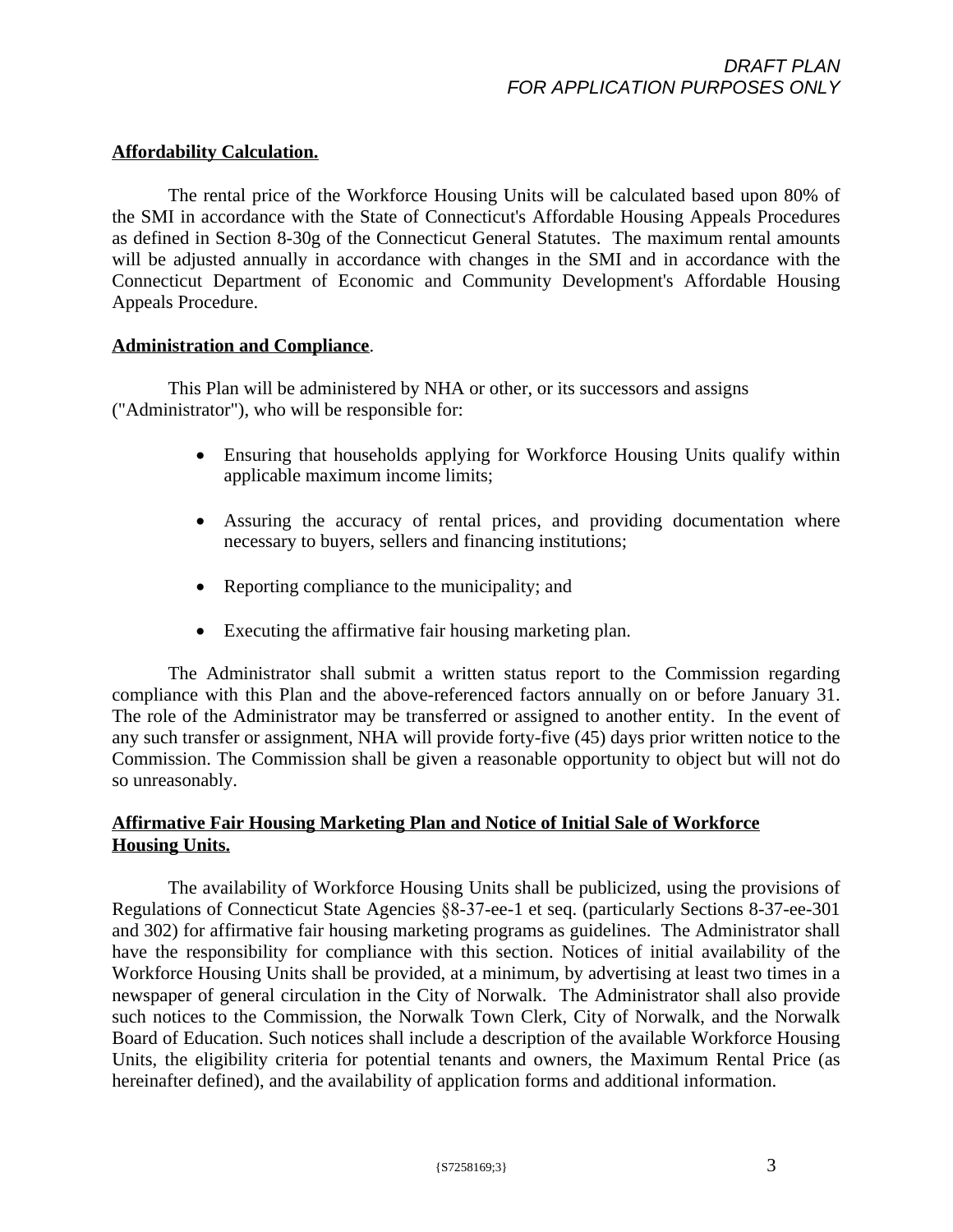**Affordability Calculation.**

The rental price of the Workforce Housing Units will be calculated based upon 80% of the SMI in accordance with the State of Connecticut's Affordable Housing Appeals Procedures as defined in Section 8-30g of the Connecticut General Statutes. The maximum rental amounts will be adjusted annually in accordance with changes in the SMI and in accordance with the Connecticut Department of Economic and Community Development's Affordable Housing Appeals Procedure.

**Administration and Compliance**.

This Plan will be administered by NHA or other, or its successors and assigns ("Administrator"), who will be responsible for:

- Ensuring that households applying for Workforce Housing Units qualify within applicable maximum income limits;
- Assuring the accuracy of rental prices, and providing documentation where necessary to buyers, sellers and financing institutions;
- Reporting compliance to the municipality; and
- Executing the affirmative fair housing marketing plan.

The Administrator shall submit a written status report to the Commission regarding compliance with this Plan and the above-referenced factors annually on or before January 31. The role of the Administrator may be transferred or assigned to another entity. In the event of any such transfer or assignment, NHA will provide forty-five (45) days prior written notice to the Commission. The Commission shall be given a reasonable opportunity to object but will not do so unreasonably.

**Affirmative Fair Housing Marketing Plan and Notice of Initial Sale of Workforce Housing Units.**

The availability of Workforce Housing Units shall be publicized, using the provisions of Regulations of Connecticut State Agencies §8-37-ee-1 et seq. (particularly Sections 8-37-ee-301 and 302) for affirmative fair housing marketing programs as guidelines. The Administrator shall have the responsibility for compliance with this section. Notices of initial availability of the Workforce Housing Units shall be provided, at a minimum, by advertising at least two times in a newspaper of general circulation in the City of Norwalk. The Administrator shall also provide such notices to the Commission, the Norwalk Town Clerk, City of Norwalk, and the Norwalk Board of Education. Such notices shall include a description of the available Workforce Housing Units, the eligibility criteria for potential tenants and owners, the Maximum Rental Price (as hereinafter defined), and the availability of application forms and additional information.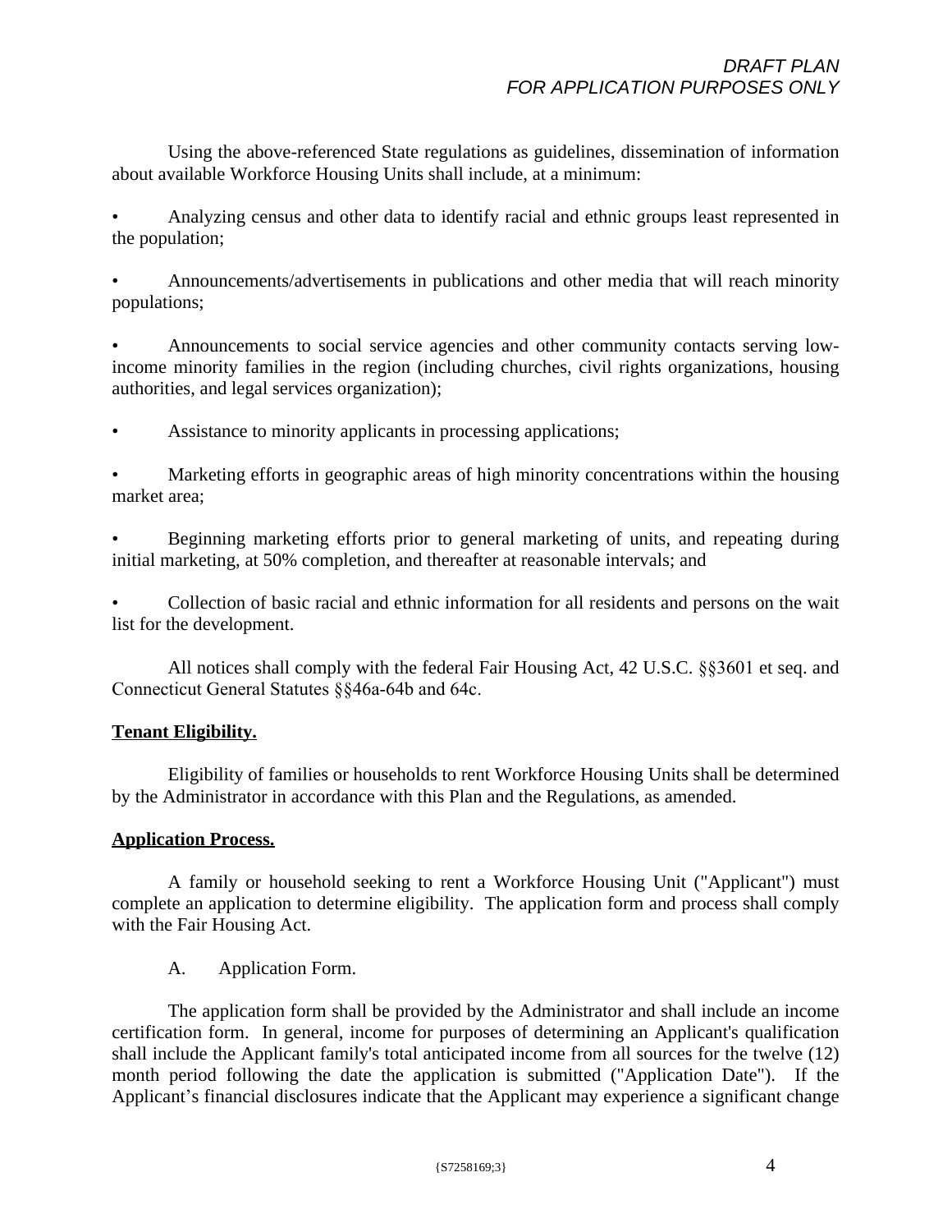Using the above-referenced State regulations as guidelines, dissemination of information about available Workforce Housing Units shall include, at a minimum:

- Analyzing census and other data to identify racial and ethnic groups least represented in the population;
- Announcements/advertisements in publications and other media that will reach minority populations;
- Announcements to social service agencies and other community contacts serving low-income minority families in the region (including churches, civil rights organizations, housing authorities, and legal services organization);
- Assistance to minority applicants in processing applications;
- Marketing efforts in geographic areas of high minority concentrations within the housing market area;
- Beginning marketing efforts prior to general marketing of units, and repeating during initial marketing, at 50% completion, and thereafter at reasonable intervals; and
- Collection of basic racial and ethnic information for all residents and persons on the wait list for the development.

All notices shall comply with the federal Fair Housing Act, 42 U.S.C. §§3601 et seq. and Connecticut General Statutes §§46a-64b and 64c.

**Tenant Eligibility.**

Eligibility of families or households to rent Workforce Housing Units shall be determined by the Administrator in accordance with this Plan and the Regulations, as amended.

**Application Process.**

A family or household seeking to rent a Workforce Housing Unit ("Applicant") must complete an application to determine eligibility. The application form and process shall comply with the Fair Housing Act.

A. Application Form.

The application form shall be provided by the Administrator and shall include an income certification form. In general, income for purposes of determining an Applicant's qualification shall include the Applicant family's total anticipated income from all sources for the twelve (12) month period following the date the application is submitted ("Application Date"). If the Applicant's financial disclosures indicate that the Applicant may experience a significant change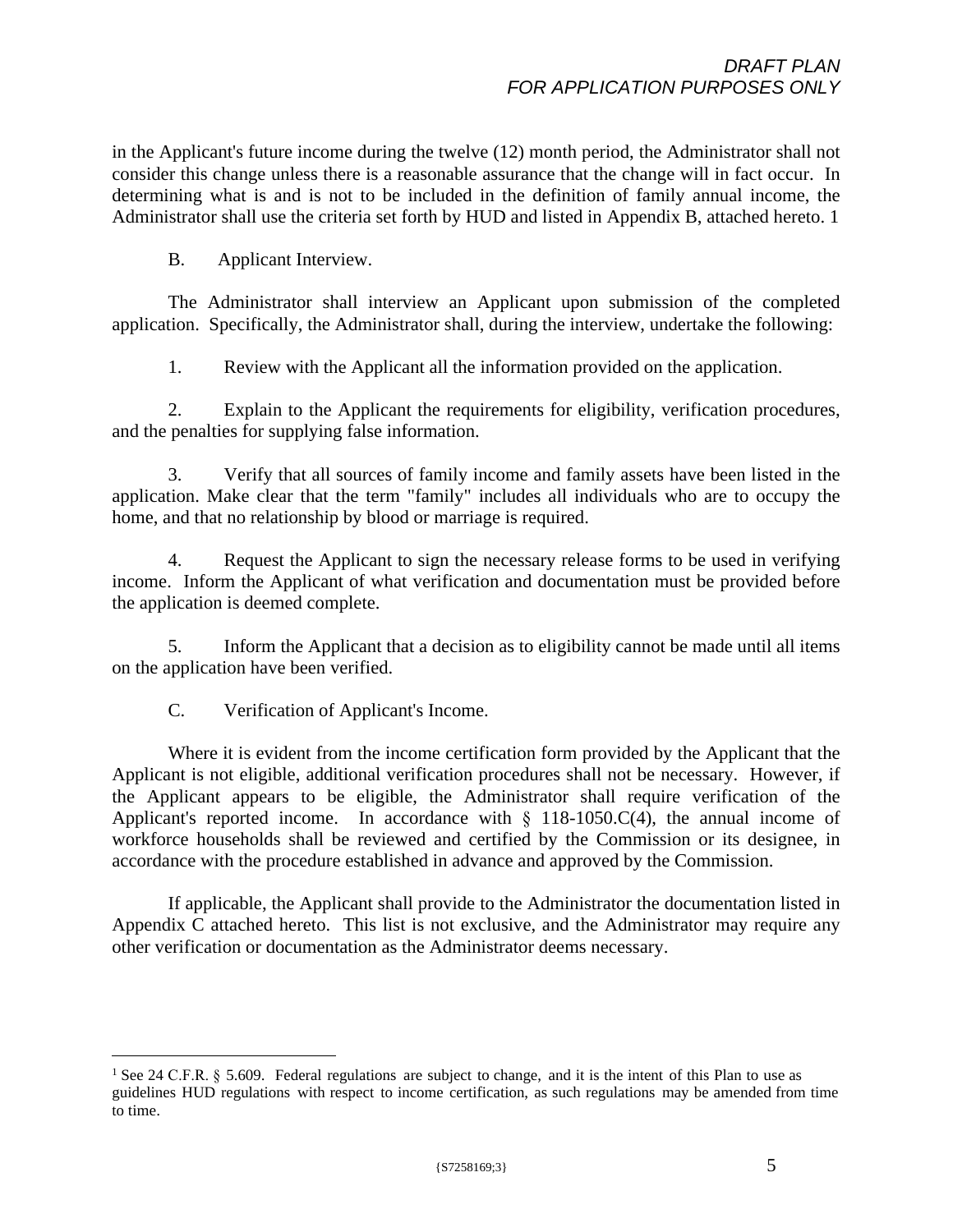in the Applicant's future income during the twelve (12) month period, the Administrator shall not consider this change unless there is a reasonable assurance that the change will in fact occur. In determining what is and is not to be included in the definition of family annual income, the Administrator shall use the criteria set forth by HUD and listed in Appendix B, attached hereto. [1]

B. Applicant Interview.

The Administrator shall interview an Applicant upon submission of the completed application. Specifically, the Administrator shall, during the interview, undertake the following:

1. Review with the Applicant all the information provided on the application.

2. Explain to the Applicant the requirements for eligibility, verification procedures, and the penalties for supplying false information.

3. Verify that all sources of family income and family assets have been listed in the application. Make clear that the term "family" includes all individuals who are to occupy the home, and that no relationship by blood or marriage is required.

4. Request the Applicant to sign the necessary release forms to be used in verifying income. Inform the Applicant of what verification and documentation must be provided before the application is deemed complete.

5. Inform the Applicant that a decision as to eligibility cannot be made until all items on the application have been verified.

C. Verification of Applicant's Income.

Where it is evident from the income certification form provided by the Applicant that the Applicant is not eligible, additional verification procedures shall not be necessary. However, if the Applicant appears to be eligible, the Administrator shall require verification of the Applicant's reported income. In accordance with § 118-1050.C(4), the annual income of workforce households shall be reviewed and certified by the Commission or its designee, in accordance with the procedure established in advance and approved by the Commission.

If applicable, the Applicant shall provide to the Administrator the documentation listed in Appendix C attached hereto. This list is not exclusive, and the Administrator may require any other verification or documentation as the Administrator deems necessary.

---

[1] See 24 C.F.R. § 5.609. Federal regulations are subject to change, and it is the intent of this Plan to use as guidelines HUD regulations with respect to income certification, as such regulations may be amended from time to time.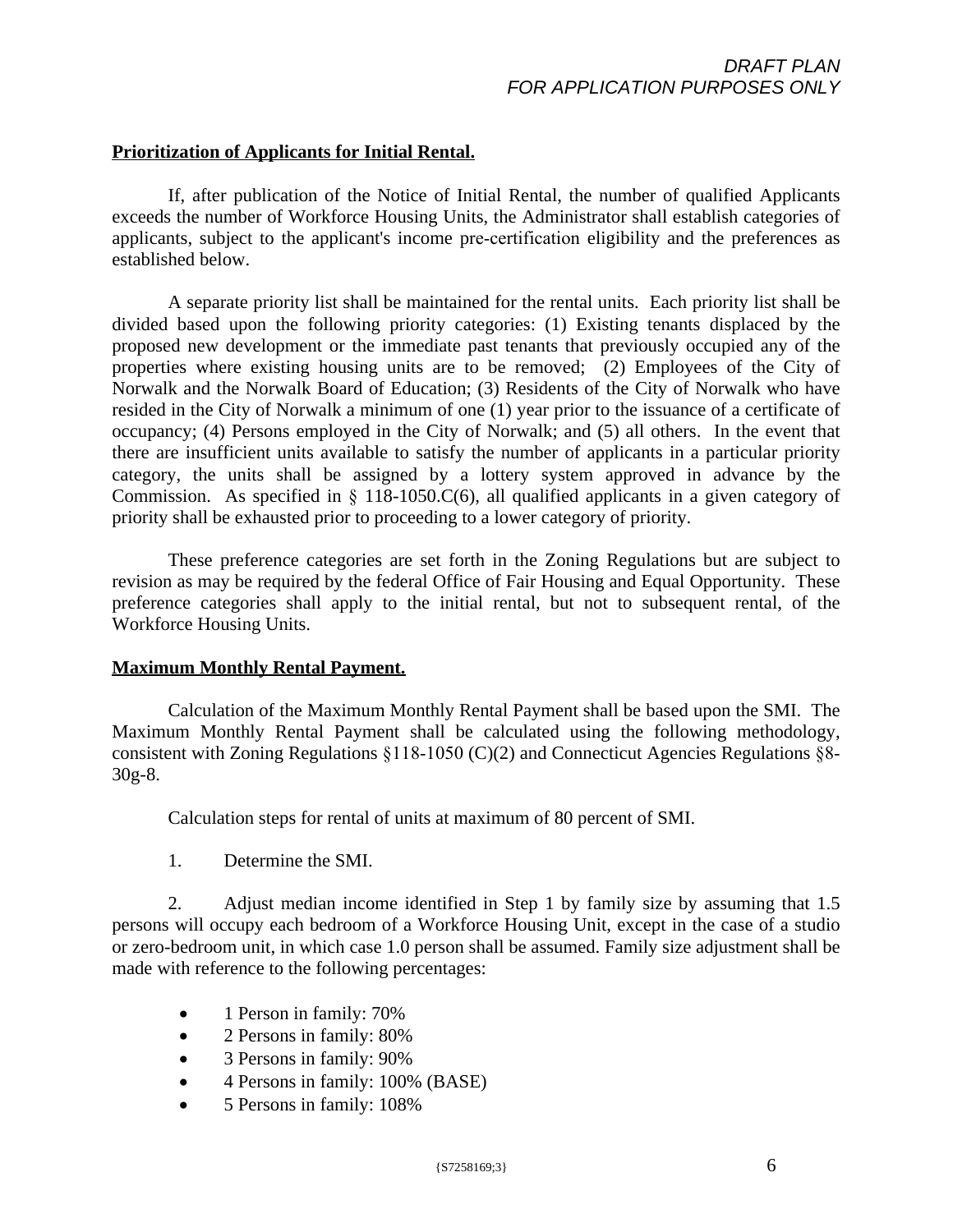**Prioritization of Applicants for Initial Rental.**

If, after publication of the Notice of Initial Rental, the number of qualified Applicants exceeds the number of Workforce Housing Units, the Administrator shall establish categories of applicants, subject to the applicant's income pre-certification eligibility and the preferences as established below.

A separate priority list shall be maintained for the rental units. Each priority list shall be divided based upon the following priority categories: (1) Existing tenants displaced by the proposed new development or the immediate past tenants that previously occupied any of the properties where existing housing units are to be removed; (2) Employees of the City of Norwalk and the Norwalk Board of Education; (3) Residents of the City of Norwalk who have resided in the City of Norwalk a minimum of one (1) year prior to the issuance of a certificate of occupancy; (4) Persons employed in the City of Norwalk; and (5) all others. In the event that there are insufficient units available to satisfy the number of applicants in a particular priority category, the units shall be assigned by a lottery system approved in advance by the Commission. As specified in § 118-1050.C(6), all qualified applicants in a given category of priority shall be exhausted prior to proceeding to a lower category of priority.

These preference categories are set forth in the Zoning Regulations but are subject to revision as may be required by the federal Office of Fair Housing and Equal Opportunity. These preference categories shall apply to the initial rental, but not to subsequent rental, of the Workforce Housing Units.

**Maximum Monthly Rental Payment.**

Calculation of the Maximum Monthly Rental Payment shall be based upon the SMI. The Maximum Monthly Rental Payment shall be calculated using the following methodology, consistent with Zoning Regulations §118-1050 (C)(2) and Connecticut Agencies Regulations §8-30g-8.

Calculation steps for rental of units at maximum of 80 percent of SMI.

1. Determine the SMI.

2. Adjust median income identified in Step 1 by family size by assuming that 1.5 persons will occupy each bedroom of a Workforce Housing Unit, except in the case of a studio or zero-bedroom unit, in which case 1.0 person shall be assumed. Family size adjustment shall be made with reference to the following percentages:

- 1 Person in family: 70%
- 2 Persons in family: 80%
- 3 Persons in family: 90%
- 4 Persons in family: 100% (BASE)
- 5 Persons in family: 108%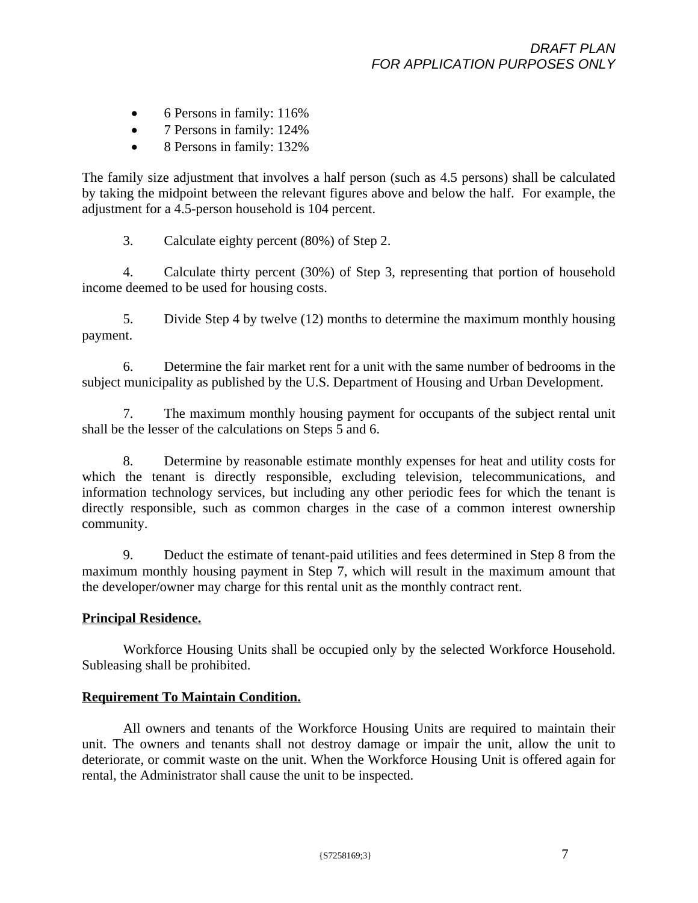- 6 Persons in family: 116%
- 7 Persons in family: 124%
- 8 Persons in family: 132%

The family size adjustment that involves a half person (such as 4.5 persons) shall be calculated by taking the midpoint between the relevant figures above and below the half. For example, the adjustment for a 4.5-person household is 104 percent.

3. Calculate eighty percent (80%) of Step 2.

4. Calculate thirty percent (30%) of Step 3, representing that portion of household income deemed to be used for housing costs.

5. Divide Step 4 by twelve (12) months to determine the maximum monthly housing payment.

6. Determine the fair market rent for a unit with the same number of bedrooms in the subject municipality as published by the U.S. Department of Housing and Urban Development.

7. The maximum monthly housing payment for occupants of the subject rental unit shall be the lesser of the calculations on Steps 5 and 6.

8. Determine by reasonable estimate monthly expenses for heat and utility costs for which the tenant is directly responsible, excluding television, telecommunications, and information technology services, but including any other periodic fees for which the tenant is directly responsible, such as common charges in the case of a common interest ownership community.

9. Deduct the estimate of tenant-paid utilities and fees determined in Step 8 from the maximum monthly housing payment in Step 7, which will result in the maximum amount that the developer/owner may charge for this rental unit as the monthly contract rent.

**Principal Residence.**

Workforce Housing Units shall be occupied only by the selected Workforce Household. Subleasing shall be prohibited.

**Requirement To Maintain Condition.**

All owners and tenants of the Workforce Housing Units are required to maintain their unit. The owners and tenants shall not destroy damage or impair the unit, allow the unit to deteriorate, or commit waste on the unit. When the Workforce Housing Unit is offered again for rental, the Administrator shall cause the unit to be inspected.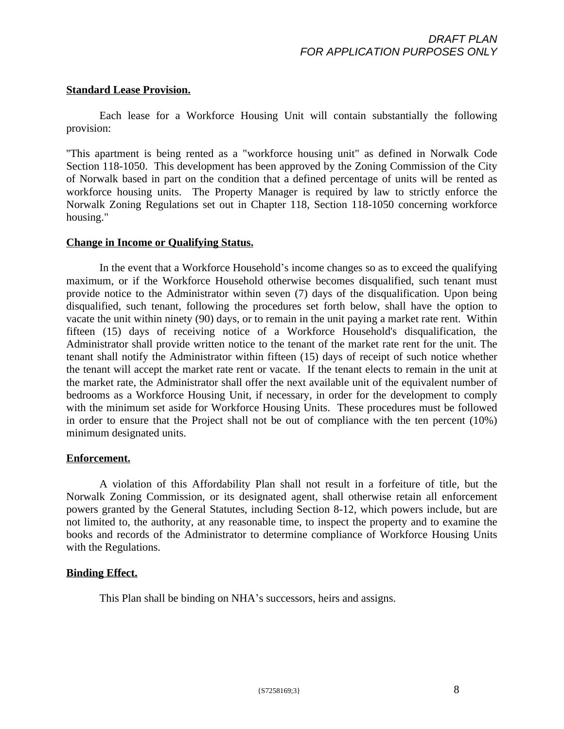DRAFT PLAN
FOR APPLICATION PURPOSES ONLY

**Standard Lease Provision.**

Each lease for a Workforce Housing Unit will contain substantially the following provision:

"This apartment is being rented as a "workforce housing unit" as defined in Norwalk Code Section 118-1050. This development has been approved by the Zoning Commission of the City of Norwalk based in part on the condition that a defined percentage of units will be rented as workforce housing units. The Property Manager is required by law to strictly enforce the Norwalk Zoning Regulations set out in Chapter 118, Section 118-1050 concerning workforce housing."

**Change in Income or Qualifying Status.**

In the event that a Workforce Household's income changes so as to exceed the qualifying maximum, or if the Workforce Household otherwise becomes disqualified, such tenant must provide notice to the Administrator within seven (7) days of the disqualification. Upon being disqualified, such tenant, following the procedures set forth below, shall have the option to vacate the unit within ninety (90) days, or to remain in the unit paying a market rate rent. Within fifteen (15) days of receiving notice of a Workforce Household's disqualification, the Administrator shall provide written notice to the tenant of the market rate rent for the unit. The tenant shall notify the Administrator within fifteen (15) days of receipt of such notice whether the tenant will accept the market rate rent or vacate. If the tenant elects to remain in the unit at the market rate, the Administrator shall offer the next available unit of the equivalent number of bedrooms as a Workforce Housing Unit, if necessary, in order for the development to comply with the minimum set aside for Workforce Housing Units. These procedures must be followed in order to ensure that the Project shall not be out of compliance with the ten percent (10%) minimum designated units.

**Enforcement.**

A violation of this Affordability Plan shall not result in a forfeiture of title, but the Norwalk Zoning Commission, or its designated agent, shall otherwise retain all enforcement powers granted by the General Statutes, including Section 8-12, which powers include, but are not limited to, the authority, at any reasonable time, to inspect the property and to examine the books and records of the Administrator to determine compliance of Workforce Housing Units with the Regulations.

**Binding Effect.**

This Plan shall be binding on NHA's successors, heirs and assigns.

{S7258169;3}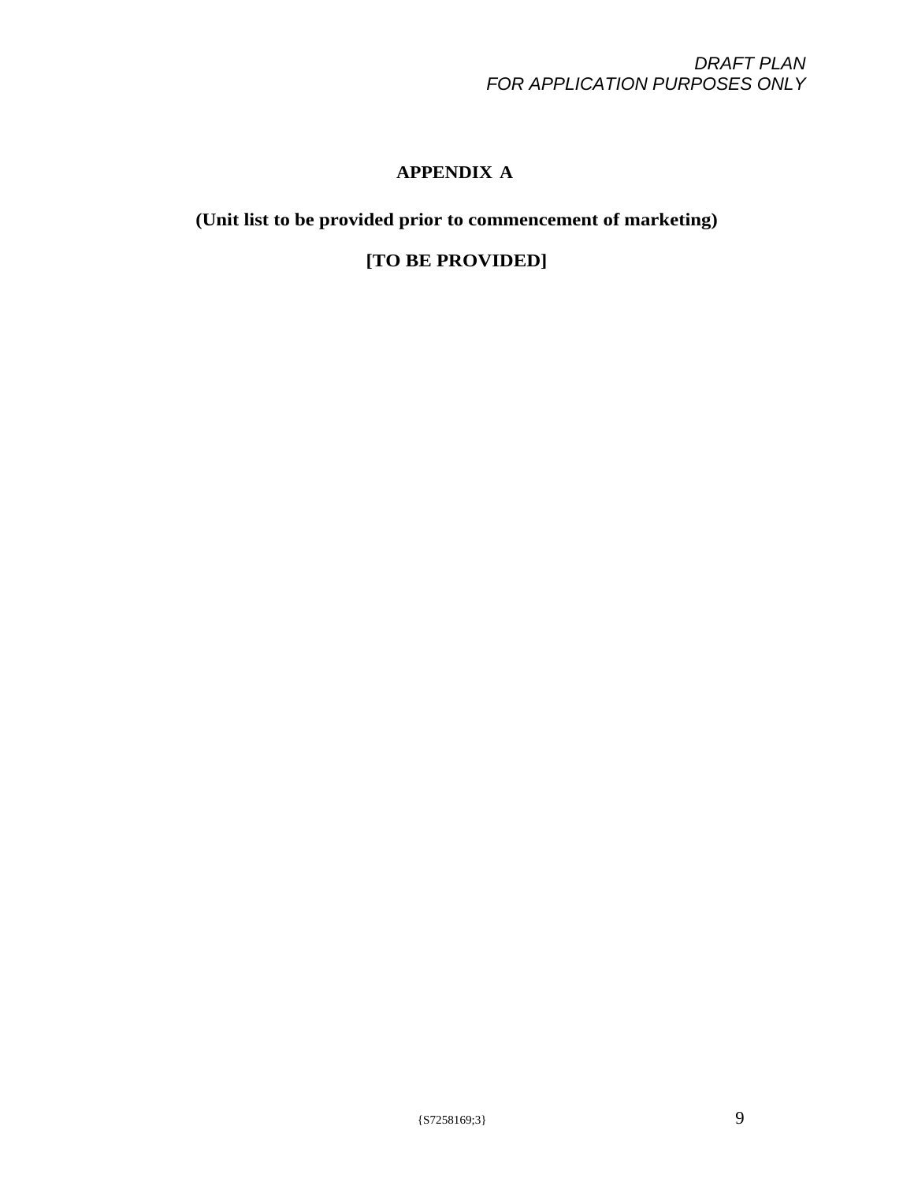*DRAFT PLAN*
*FOR APPLICATION PURPOSES ONLY*

# APPENDIX A

**(Unit list to be provided prior to commencement of marketing)**

**[TO BE PROVIDED]**

{S7258169;3}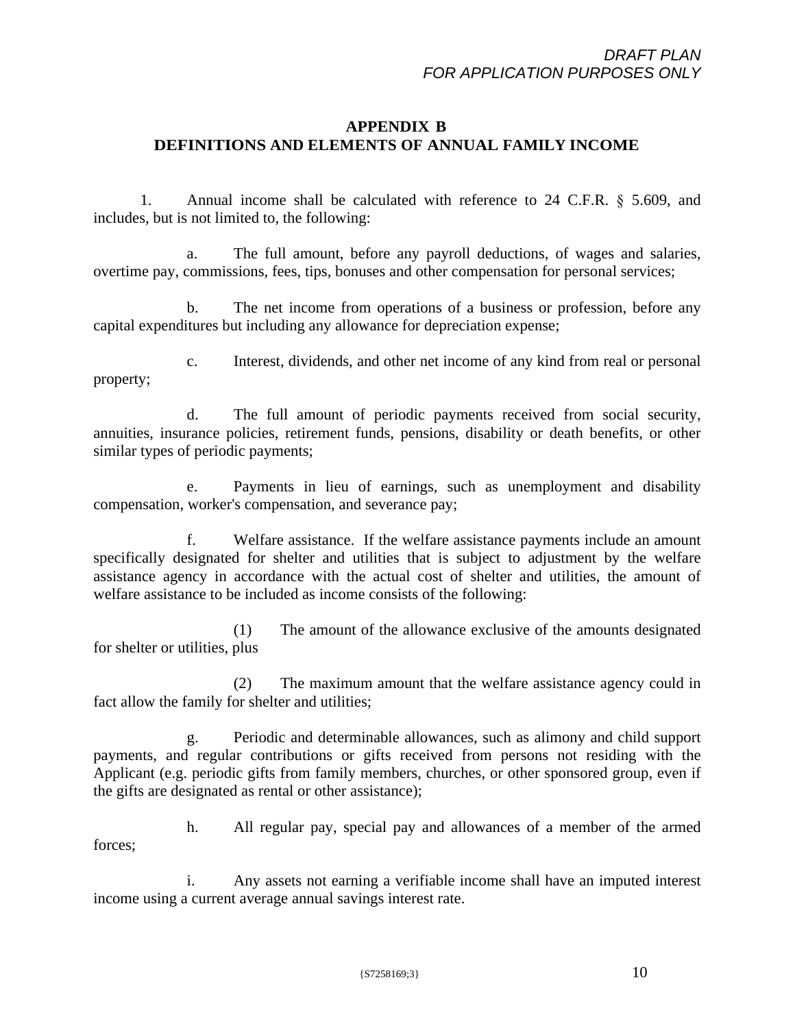*DRAFT PLAN*
*FOR APPLICATION PURPOSES ONLY*

# APPENDIX B
# DEFINITIONS AND ELEMENTS OF ANNUAL FAMILY INCOME

1. Annual income shall be calculated with reference to 24 C.F.R. § 5.609, and includes, but is not limited to, the following:

    a. The full amount, before any payroll deductions, of wages and salaries, overtime pay, commissions, fees, tips, bonuses and other compensation for personal services;

    b. The net income from operations of a business or profession, before any capital expenditures but including any allowance for depreciation expense;

    c. Interest, dividends, and other net income of any kind from real or personal property;

    d. The full amount of periodic payments received from social security, annuities, insurance policies, retirement funds, pensions, disability or death benefits, or other similar types of periodic payments;

    e. Payments in lieu of earnings, such as unemployment and disability compensation, worker's compensation, and severance pay;

    f. Welfare assistance. If the welfare assistance payments include an amount specifically designated for shelter and utilities that is subject to adjustment by the welfare assistance agency in accordance with the actual cost of shelter and utilities, the amount of welfare assistance to be included as income consists of the following:

        (1) The amount of the allowance exclusive of the amounts designated for shelter or utilities, plus

        (2) The maximum amount that the welfare assistance agency could in fact allow the family for shelter and utilities;

    g. Periodic and determinable allowances, such as alimony and child support payments, and regular contributions or gifts received from persons not residing with the Applicant (e.g. periodic gifts from family members, churches, or other sponsored group, even if the gifts are designated as rental or other assistance);

    h. All regular pay, special pay and allowances of a member of the armed forces;

    i. Any assets not earning a verifiable income shall have an imputed interest income using a current average annual savings interest rate.

{S7258169;3}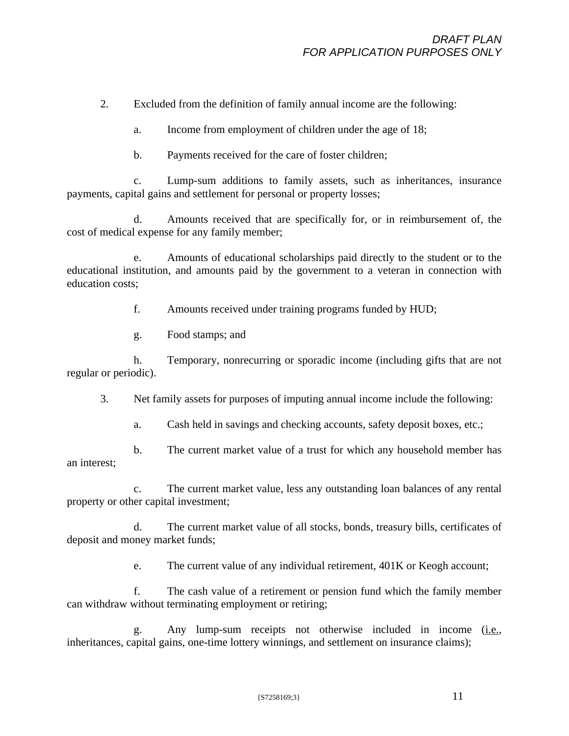2. Excluded from the definition of family annual income are the following:

   a. Income from employment of children under the age of 18;

   b. Payments received for the care of foster children;

   c. Lump-sum additions to family assets, such as inheritances, insurance payments, capital gains and settlement for personal or property losses;

   d. Amounts received that are specifically for, or in reimbursement of, the cost of medical expense for any family member;

   e. Amounts of educational scholarships paid directly to the student or to the educational institution, and amounts paid by the government to a veteran in connection with education costs;

   f. Amounts received under training programs funded by HUD;

   g. Food stamps; and

   h. Temporary, nonrecurring or sporadic income (including gifts that are not regular or periodic).

3. Net family assets for purposes of imputing annual income include the following:

   a. Cash held in savings and checking accounts, safety deposit boxes, etc.;

   b. The current market value of a trust for which any household member has an interest;

   c. The current market value, less any outstanding loan balances of any rental property or other capital investment;

   d. The current market value of all stocks, bonds, treasury bills, certificates of deposit and money market funds;

   e. The current value of any individual retirement, 401K or Keogh account;

   f. The cash value of a retirement or pension fund which the family member can withdraw without terminating employment or retiring;

   g. Any lump-sum receipts not otherwise included in income (i.e., inheritances, capital gains, one-time lottery winnings, and settlement on insurance claims);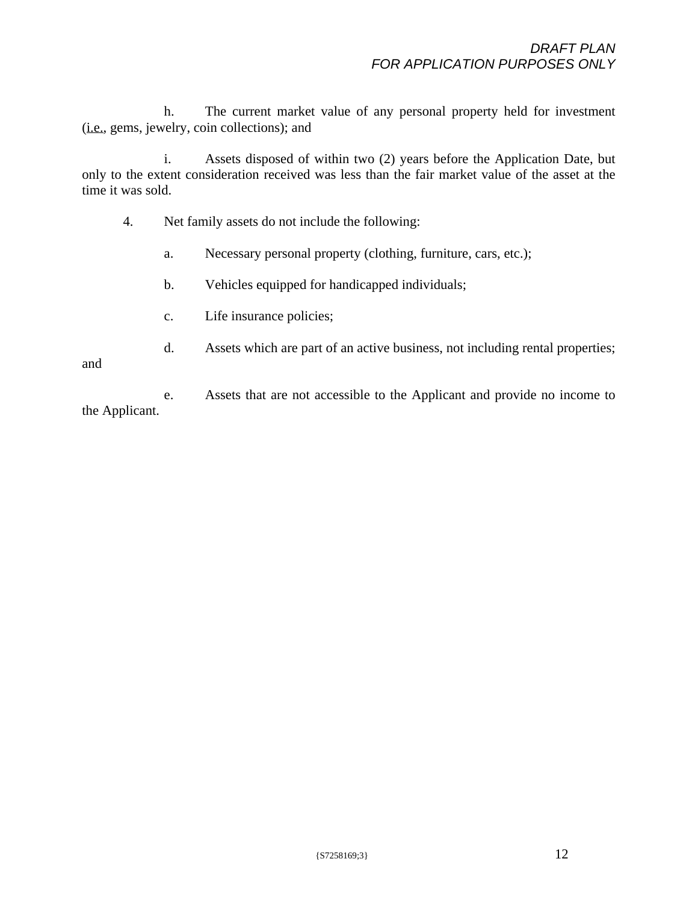h. The current market value of any personal property held for investment (i.e., gems, jewelry, coin collections); and

i. Assets disposed of within two (2) years before the Application Date, but only to the extent consideration received was less than the fair market value of the asset at the time it was sold.

4. Net family assets do not include the following:

a. Necessary personal property (clothing, furniture, cars, etc.);

b. Vehicles equipped for handicapped individuals;

c. Life insurance policies;

d. Assets which are part of an active business, not including rental properties; and

e. Assets that are not accessible to the Applicant and provide no income to the Applicant.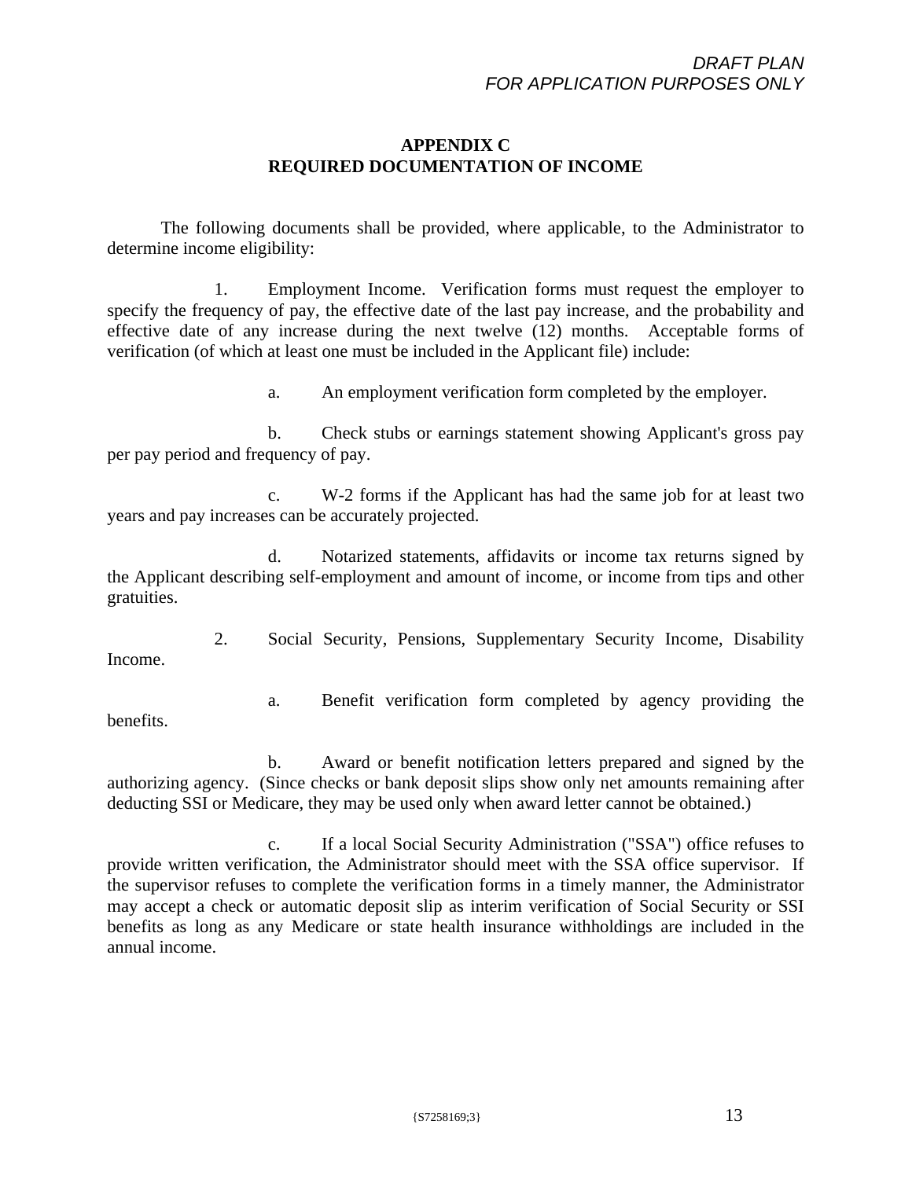## APPENDIX C
## REQUIRED DOCUMENTATION OF INCOME

The following documents shall be provided, where applicable, to the Administrator to determine income eligibility:

1. Employment Income. Verification forms must request the employer to specify the frequency of pay, the effective date of the last pay increase, and the probability and effective date of any increase during the next twelve (12) months. Acceptable forms of verification (of which at least one must be included in the Applicant file) include:

   a. An employment verification form completed by the employer.

   b. Check stubs or earnings statement showing Applicant's gross pay per pay period and frequency of pay.

   c. W-2 forms if the Applicant has had the same job for at least two years and pay increases can be accurately projected.

   d. Notarized statements, affidavits or income tax returns signed by the Applicant describing self-employment and amount of income, or income from tips and other gratuities.

2. Social Security, Pensions, Supplementary Security Income, Disability Income.

   a. Benefit verification form completed by agency providing the benefits.

   b. Award or benefit notification letters prepared and signed by the authorizing agency. (Since checks or bank deposit slips show only net amounts remaining after deducting SSI or Medicare, they may be used only when award letter cannot be obtained.)

   c. If a local Social Security Administration ("SSA") office refuses to provide written verification, the Administrator should meet with the SSA office supervisor. If the supervisor refuses to complete the verification forms in a timely manner, the Administrator may accept a check or automatic deposit slip as interim verification of Social Security or SSI benefits as long as any Medicare or state health insurance withholdings are included in the annual income.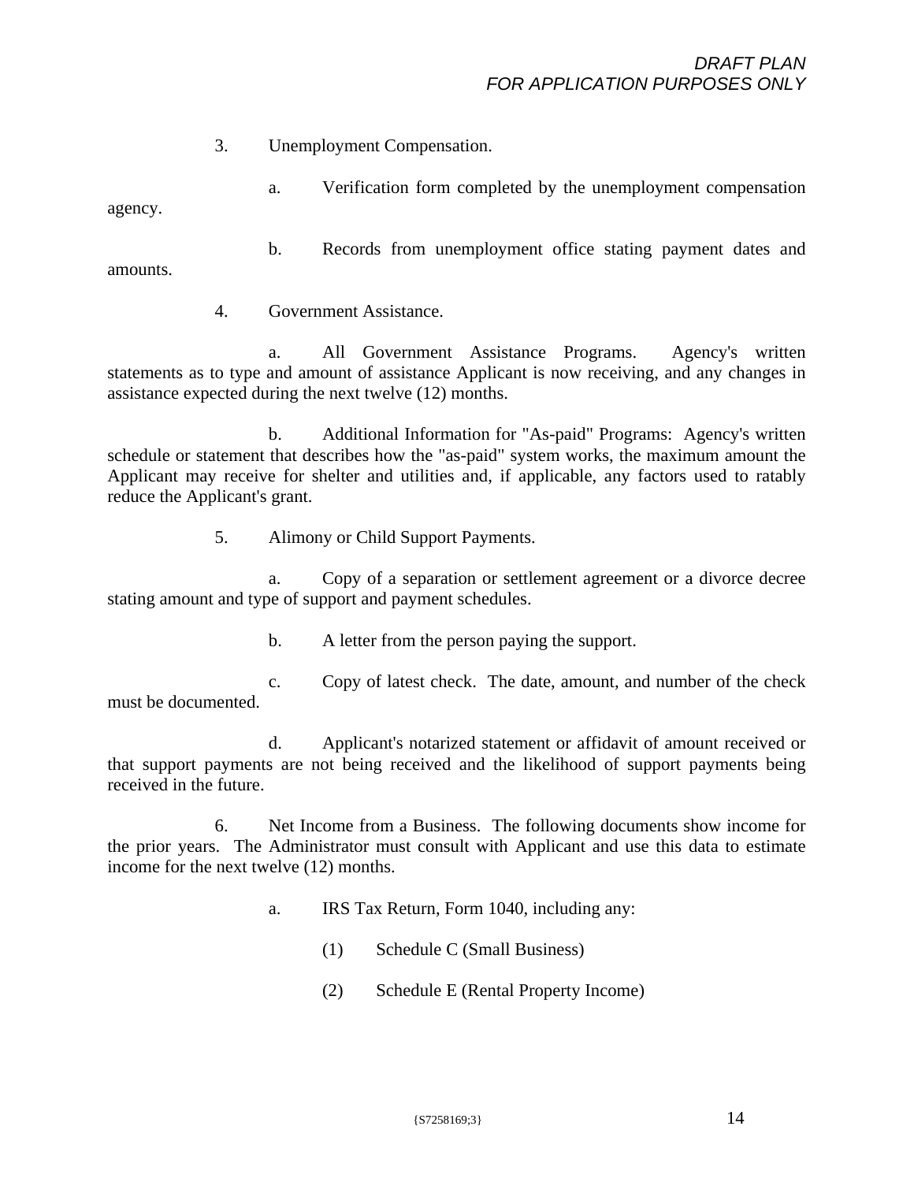3. Unemployment Compensation.

a. Verification form completed by the unemployment compensation agency.

b. Records from unemployment office stating payment dates and amounts.

4. Government Assistance.

a. All Government Assistance Programs. Agency's written statements as to type and amount of assistance Applicant is now receiving, and any changes in assistance expected during the next twelve (12) months.

b. Additional Information for "As-paid" Programs: Agency's written schedule or statement that describes how the "as-paid" system works, the maximum amount the Applicant may receive for shelter and utilities and, if applicable, any factors used to ratably reduce the Applicant's grant.

5. Alimony or Child Support Payments.

a. Copy of a separation or settlement agreement or a divorce decree stating amount and type of support and payment schedules.

b. A letter from the person paying the support.

c. Copy of latest check. The date, amount, and number of the check must be documented.

d. Applicant's notarized statement or affidavit of amount received or that support payments are not being received and the likelihood of support payments being received in the future.

6. Net Income from a Business. The following documents show income for the prior years. The Administrator must consult with Applicant and use this data to estimate income for the next twelve (12) months.

a. IRS Tax Return, Form 1040, including any:

(1) Schedule C (Small Business)

(2) Schedule E (Rental Property Income)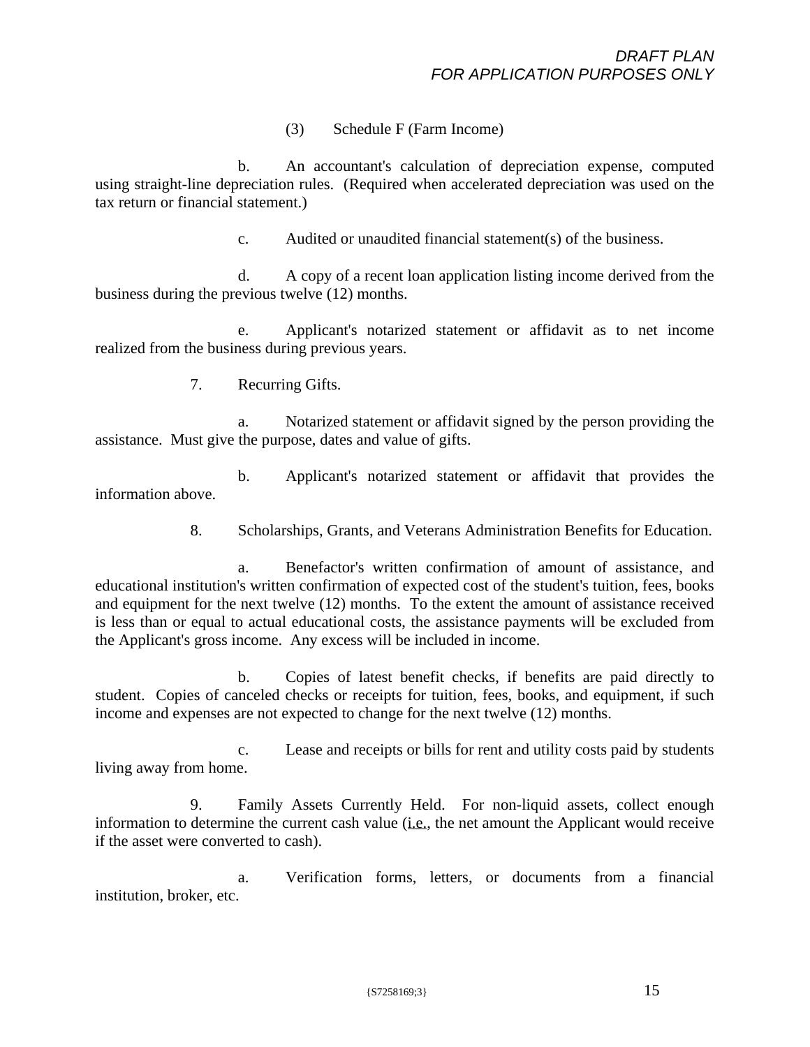(3) Schedule F (Farm Income)

b. An accountant's calculation of depreciation expense, computed using straight-line depreciation rules. (Required when accelerated depreciation was used on the tax return or financial statement.)

c. Audited or unaudited financial statement(s) of the business.

d. A copy of a recent loan application listing income derived from the business during the previous twelve (12) months.

e. Applicant's notarized statement or affidavit as to net income realized from the business during previous years.

7. Recurring Gifts.

a. Notarized statement or affidavit signed by the person providing the assistance. Must give the purpose, dates and value of gifts.

b. Applicant's notarized statement or affidavit that provides the information above.

8. Scholarships, Grants, and Veterans Administration Benefits for Education.

a. Benefactor's written confirmation of amount of assistance, and educational institution's written confirmation of expected cost of the student's tuition, fees, books and equipment for the next twelve (12) months. To the extent the amount of assistance received is less than or equal to actual educational costs, the assistance payments will be excluded from the Applicant's gross income. Any excess will be included in income.

b. Copies of latest benefit checks, if benefits are paid directly to student. Copies of canceled checks or receipts for tuition, fees, books, and equipment, if such income and expenses are not expected to change for the next twelve (12) months.

c. Lease and receipts or bills for rent and utility costs paid by students living away from home.

9. Family Assets Currently Held. For non-liquid assets, collect enough information to determine the current cash value (i.e., the net amount the Applicant would receive if the asset were converted to cash).

a. Verification forms, letters, or documents from a financial institution, broker, etc.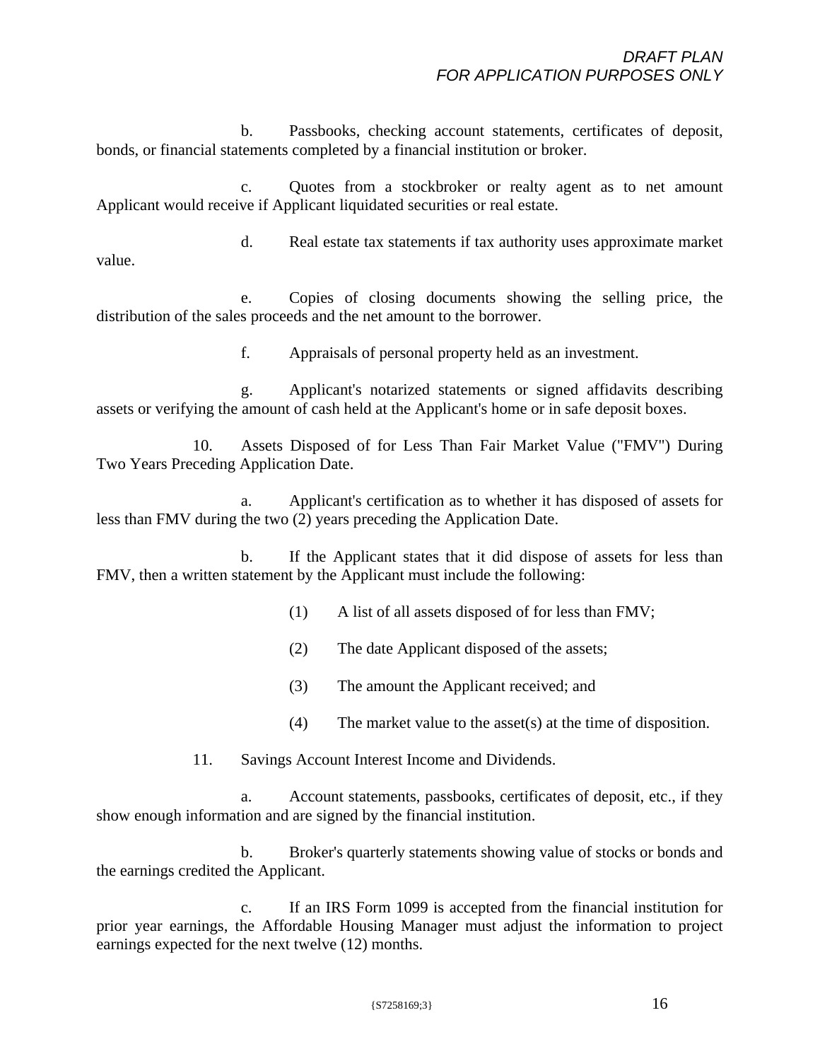b. Passbooks, checking account statements, certificates of deposit, bonds, or financial statements completed by a financial institution or broker.

c. Quotes from a stockbroker or realty agent as to net amount Applicant would receive if Applicant liquidated securities or real estate.

d. Real estate tax statements if tax authority uses approximate market value.

e. Copies of closing documents showing the selling price, the distribution of the sales proceeds and the net amount to the borrower.

f. Appraisals of personal property held as an investment.

g. Applicant's notarized statements or signed affidavits describing assets or verifying the amount of cash held at the Applicant's home or in safe deposit boxes.

10. Assets Disposed of for Less Than Fair Market Value ("FMV") During Two Years Preceding Application Date.

a. Applicant's certification as to whether it has disposed of assets for less than FMV during the two (2) years preceding the Application Date.

b. If the Applicant states that it did dispose of assets for less than FMV, then a written statement by the Applicant must include the following:

(1) A list of all assets disposed of for less than FMV;

(2) The date Applicant disposed of the assets;

(3) The amount the Applicant received; and

(4) The market value to the asset(s) at the time of disposition.

11. Savings Account Interest Income and Dividends.

a. Account statements, passbooks, certificates of deposit, etc., if they show enough information and are signed by the financial institution.

b. Broker's quarterly statements showing value of stocks or bonds and the earnings credited the Applicant.

c. If an IRS Form 1099 is accepted from the financial institution for prior year earnings, the Affordable Housing Manager must adjust the information to project earnings expected for the next twelve (12) months.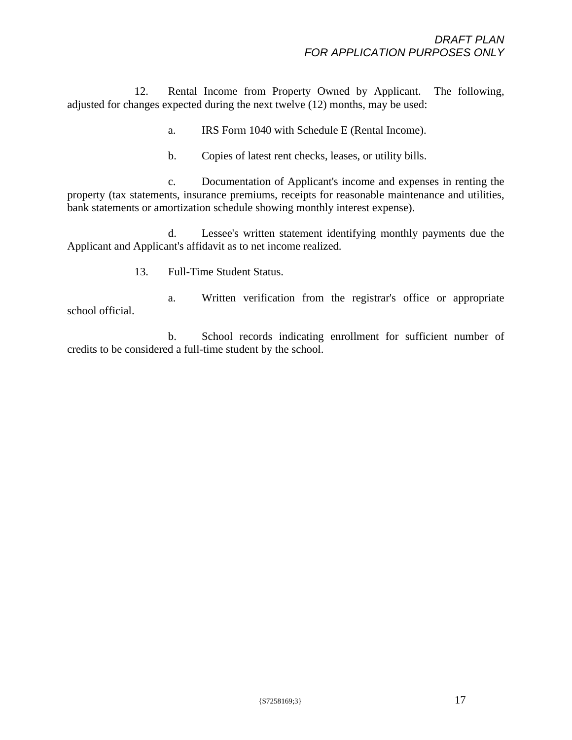12. Rental Income from Property Owned by Applicant. The following, adjusted for changes expected during the next twelve (12) months, may be used:

a. IRS Form 1040 with Schedule E (Rental Income).

b. Copies of latest rent checks, leases, or utility bills.

c. Documentation of Applicant's income and expenses in renting the property (tax statements, insurance premiums, receipts for reasonable maintenance and utilities, bank statements or amortization schedule showing monthly interest expense).

d. Lessee's written statement identifying monthly payments due the Applicant and Applicant's affidavit as to net income realized.

13. Full-Time Student Status.

a. Written verification from the registrar's office or appropriate school official.

b. School records indicating enrollment for sufficient number of credits to be considered a full-time student by the school.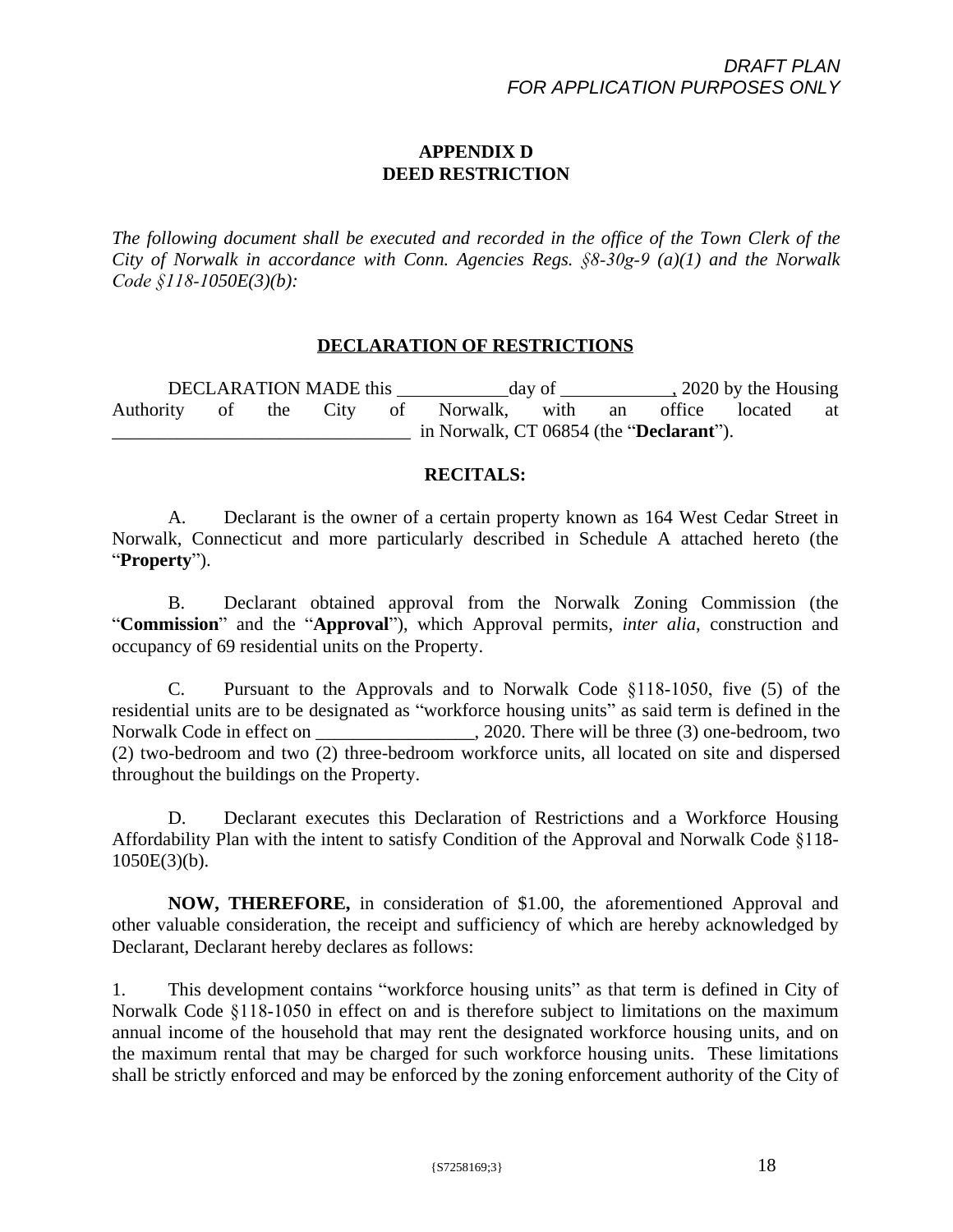*DRAFT PLAN*
*FOR APPLICATION PURPOSES ONLY*

## APPENDIX D
## DEED RESTRICTION

*The following document shall be executed and recorded in the office of the Town Clerk of the City of Norwalk in accordance with Conn. Agencies Regs. §8-30g-9 (a)(1) and the Norwalk Code §118-1050E(3)(b):*

### DECLARATION OF RESTRICTIONS

DECLARATION MADE this ____________ day of ____________, 2020 by the Housing Authority of the City of Norwalk, with an office located at ________________________________ in Norwalk, CT 06854 (the "**Declarant**").

### RECITALS:

A. Declarant is the owner of a certain property known as 164 West Cedar Street in Norwalk, Connecticut and more particularly described in Schedule A attached hereto (the "**Property**").

B. Declarant obtained approval from the Norwalk Zoning Commission (the "**Commission**" and the "**Approval**"), which Approval permits, *inter alia*, construction and occupancy of 69 residential units on the Property.

C. Pursuant to the Approvals and to Norwalk Code §118-1050, five (5) of the residential units are to be designated as "workforce housing units" as said term is defined in the Norwalk Code in effect on _________________, 2020. There will be three (3) one-bedroom, two (2) two-bedroom and two (2) three-bedroom workforce units, all located on site and dispersed throughout the buildings on the Property.

D. Declarant executes this Declaration of Restrictions and a Workforce Housing Affordability Plan with the intent to satisfy Condition of the Approval and Norwalk Code §118-1050E(3)(b).

**NOW, THEREFORE,** in consideration of $1.00, the aforementioned Approval and other valuable consideration, the receipt and sufficiency of which are hereby acknowledged by Declarant, Declarant hereby declares as follows:

1. This development contains "workforce housing units" as that term is defined in City of Norwalk Code §118-1050 in effect on and is therefore subject to limitations on the maximum annual income of the household that may rent the designated workforce housing units, and on the maximum rental that may be charged for such workforce housing units. These limitations shall be strictly enforced and may be enforced by the zoning enforcement authority of the City of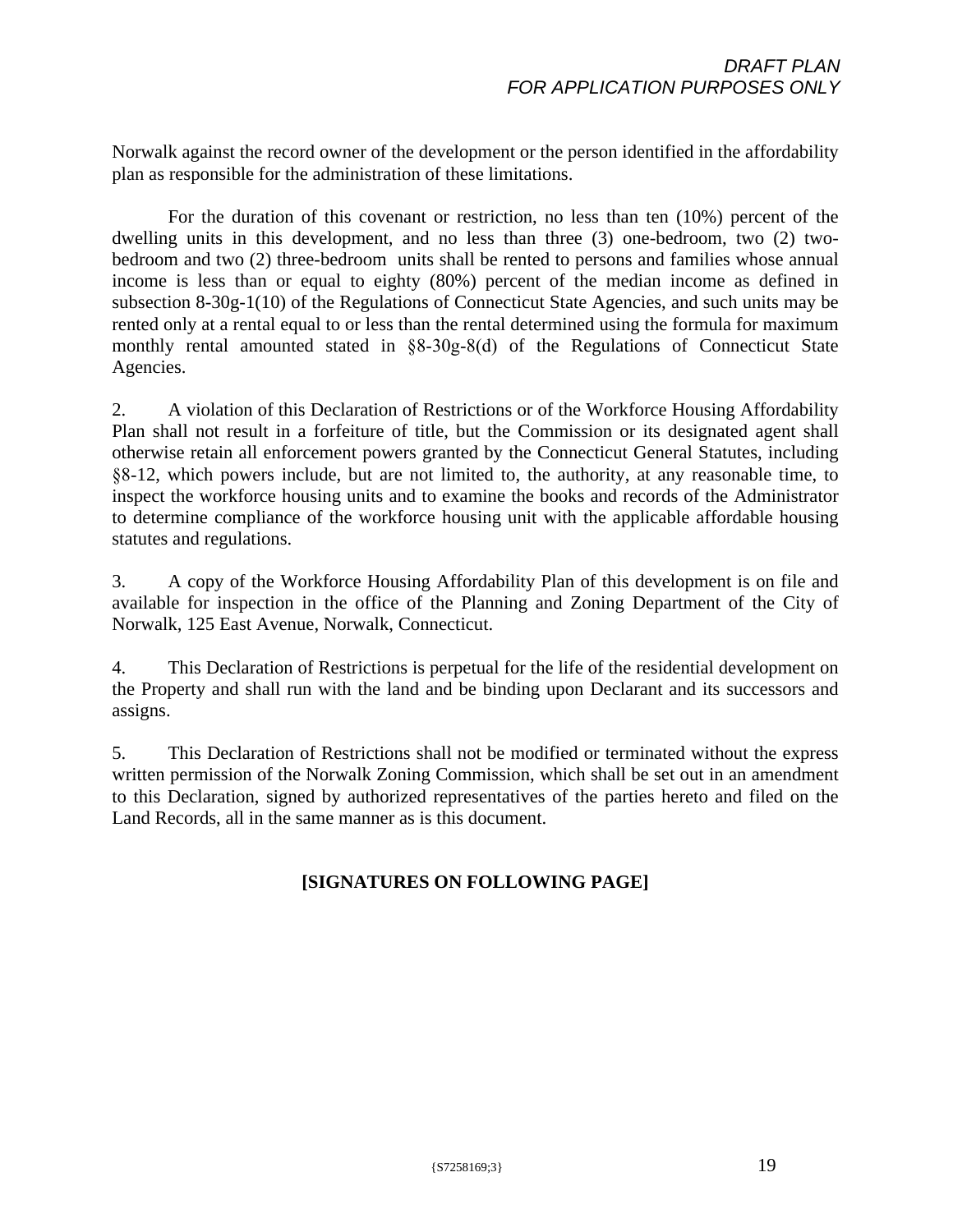*DRAFT PLAN*
*FOR APPLICATION PURPOSES ONLY*

Norwalk against the record owner of the development or the person identified in the affordability plan as responsible for the administration of these limitations.

For the duration of this covenant or restriction, no less than ten (10%) percent of the dwelling units in this development, and no less than three (3) one-bedroom, two (2) two-bedroom and two (2) three-bedroom units shall be rented to persons and families whose annual income is less than or equal to eighty (80%) percent of the median income as defined in subsection 8-30g-1(10) of the Regulations of Connecticut State Agencies, and such units may be rented only at a rental equal to or less than the rental determined using the formula for maximum monthly rental amounted stated in §8-30g-8(d) of the Regulations of Connecticut State Agencies.

2. A violation of this Declaration of Restrictions or of the Workforce Housing Affordability Plan shall not result in a forfeiture of title, but the Commission or its designated agent shall otherwise retain all enforcement powers granted by the Connecticut General Statutes, including §8-12, which powers include, but are not limited to, the authority, at any reasonable time, to inspect the workforce housing units and to examine the books and records of the Administrator to determine compliance of the workforce housing unit with the applicable affordable housing statutes and regulations.

3. A copy of the Workforce Housing Affordability Plan of this development is on file and available for inspection in the office of the Planning and Zoning Department of the City of Norwalk, 125 East Avenue, Norwalk, Connecticut.

4. This Declaration of Restrictions is perpetual for the life of the residential development on the Property and shall run with the land and be binding upon Declarant and its successors and assigns.

5. This Declaration of Restrictions shall not be modified or terminated without the express written permission of the Norwalk Zoning Commission, which shall be set out in an amendment to this Declaration, signed by authorized representatives of the parties hereto and filed on the Land Records, all in the same manner as is this document.

**[SIGNATURES ON FOLLOWING PAGE]**

{S7258169;3}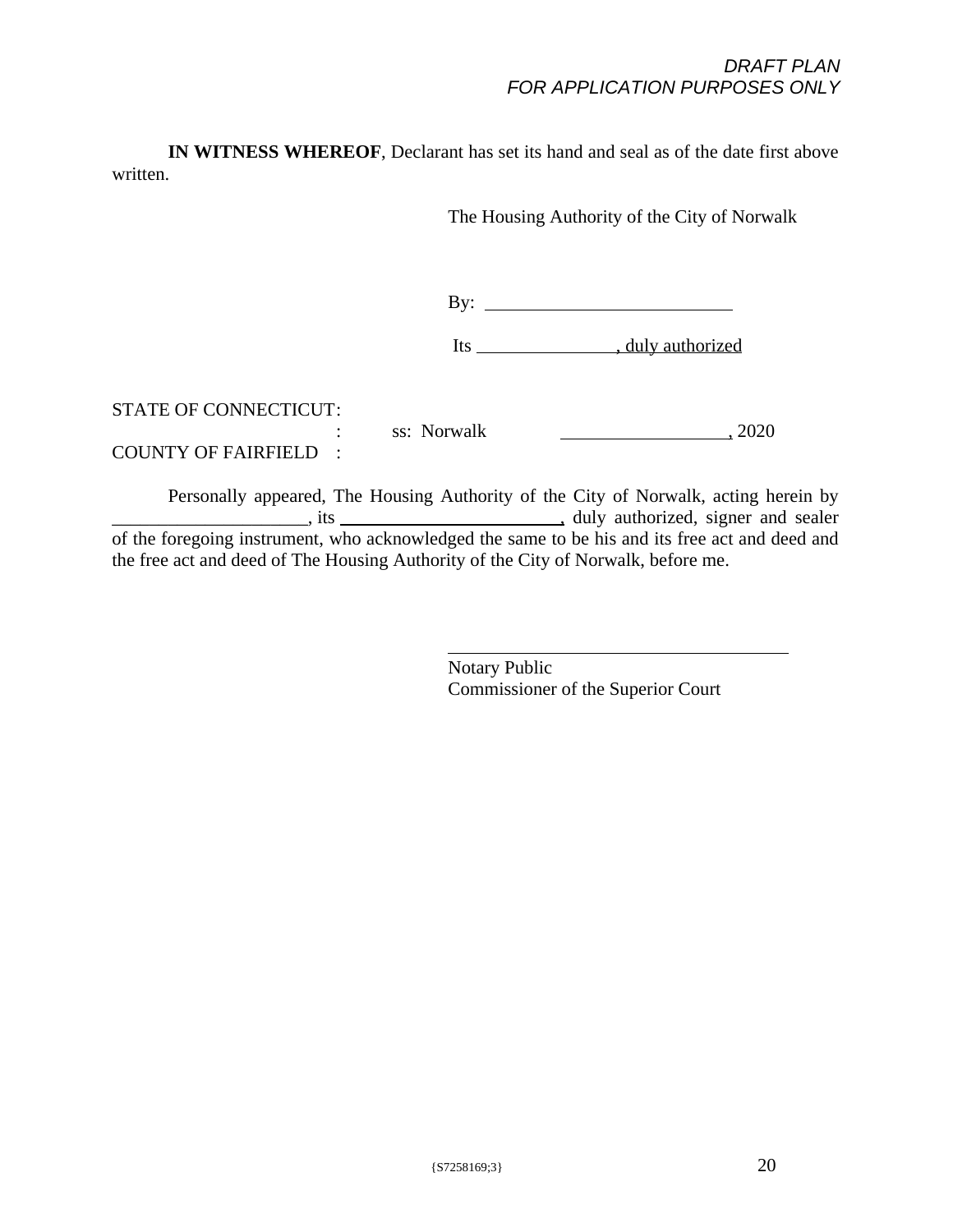*DRAFT PLAN*
*FOR APPLICATION PURPOSES ONLY*

**IN WITNESS WHEREOF**, Declarant has set its hand and seal as of the date first above written.

The Housing Authority of the City of Norwalk

By: ____________________________

Its ________________, duly authorized

STATE OF CONNECTICUT :
: ss: Norwalk ____________________, 2020
COUNTY OF FAIRFIELD :

Personally appeared, The Housing Authority of the City of Norwalk, acting herein by ______________________, its __________________________, duly authorized, signer and sealer of the foregoing instrument, who acknowledged the same to be his and its free act and deed and the free act and deed of The Housing Authority of the City of Norwalk, before me.

________________________________________
Notary Public
Commissioner of the Superior Court

{S7258169;3}